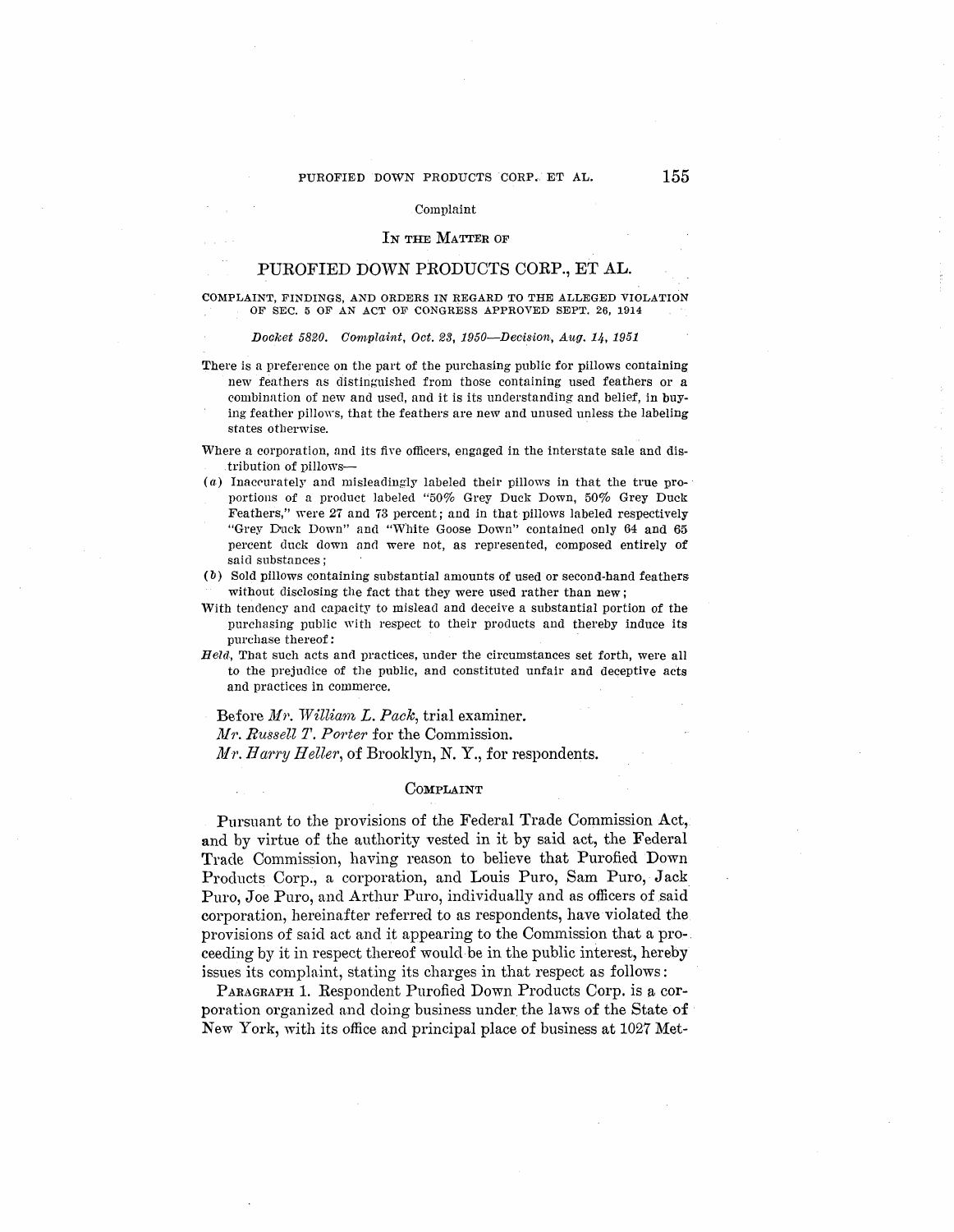Complaint

# IN THE MATTER OF

# PUROFIED DOWN PRODUCTS CORP., ET AL.

COMPLAINT, FINDINGS, AND ORDERS IN REGARD TO THE ALLEGED VIOLATION OF SEC. 5 OF AN ACT OF CONGRESS APPROVED SEPT. 26, 1914

*Docket 5820. Complaint, Oct. 23, 1950—Decision, Aug. 14, 1951*

There is a preference on the part of the purchasing public for pillows containing new feathers as distinguished from those containing used feathers or a combination of new and used, and it is its understanding and belief, in buying feather pillows, that the feathers are new and unused unless the labeling states otherwise.

Where a corporation, and its five officers, engaged in the interstate sale and distribution of pillows—

(*a*) Inaccurately and misleadingly labeled their pillows in that the true proportions of a product labeled "50% Grey Duck Down, 50% Grey Duck Feathers," were 27 and 73 percent; and in that pillows labeled respectively "Grey Duck Down" and "White Goose Down" contained only 64 and 65 percent duck down and were not, as represented, composed entirely of said substances;

(*b*) Sold pillows containing substantial amounts of used or second-hand feathers without disclosing the fact that they were used rather than new;

With tendency and capacity to mislead and deceive a substantial portion of the purchasing public with respect to their products and thereby induce its purchase thereof:

*Held*, That such acts and practices, under the circumstances set forth, were all to the prejudice of the public, and constituted unfair and deceptive acts and practices in commerce.

Before *Mr. William L. Pack*, trial examiner.
*Mr. Russell T. Porter* for the Commission.
*Mr. Harry Heller*, of Brooklyn, N. Y., for respondents.

## COMPLAINT

Pursuant to the provisions of the Federal Trade Commission Act, and by virtue of the authority vested in it by said act, the Federal Trade Commission, having reason to believe that Purofied Down Products Corp., a corporation, and Louis Puro, Sam Puro, Jack Puro, Joe Puro, and Arthur Puro, individually and as officers of said corporation, hereinafter referred to as respondents, have violated the provisions of said act and it appearing to the Commission that a proceeding by it in respect thereof would be in the public interest, hereby issues its complaint, stating its charges in that respect as follows:

PARAGRAPH 1. Respondent Purofied Down Products Corp. is a corporation organized and doing business under the laws of the State of New York, with its office and principal place of business at 1027 Met-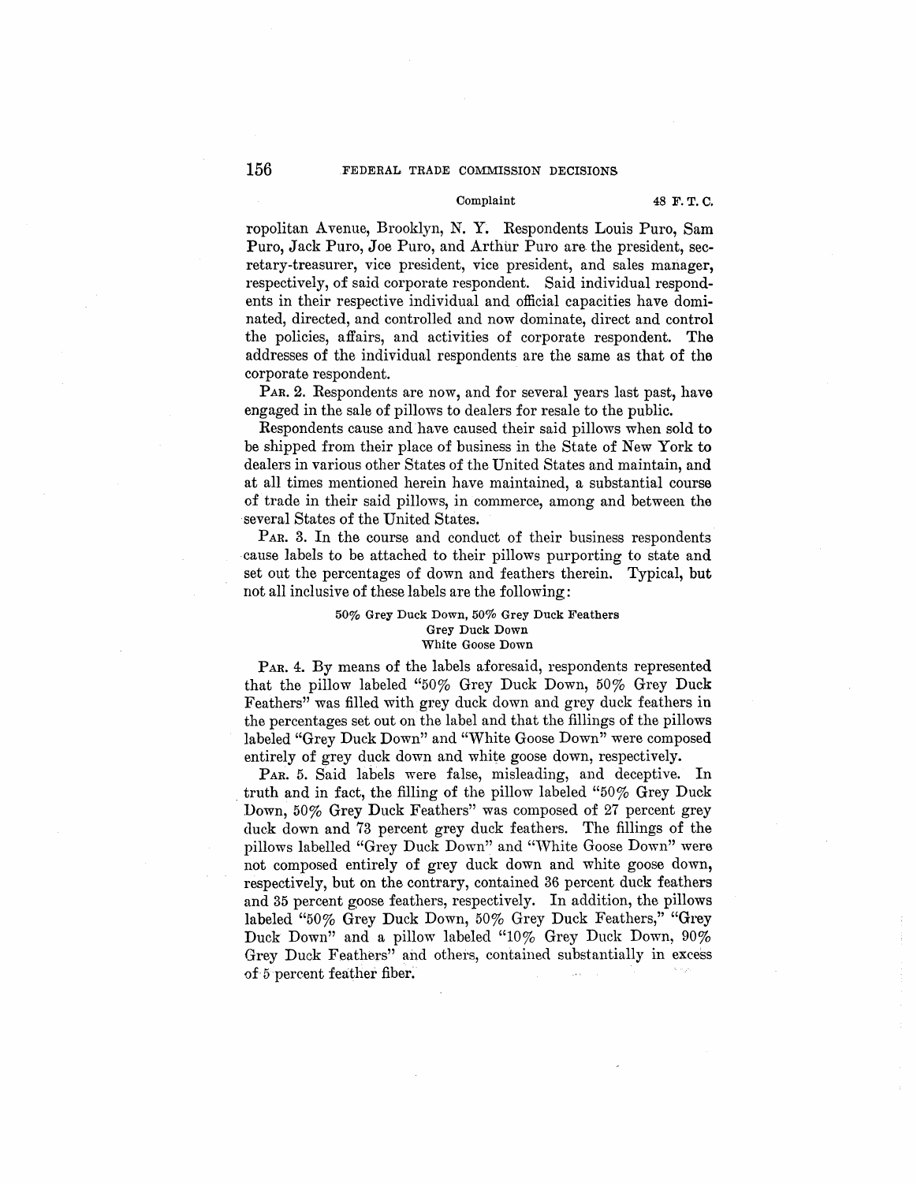ropolitan Avenue, Brooklyn, N. Y. Respondents Louis Puro, Sam Puro, Jack Puro, Joe Puro, and Arthur Puro are the president, secretary-treasurer, vice president, vice president, and sales manager, respectively, of said corporate respondent. Said individual respondents in their respective individual and official capacities have dominated, directed, and controlled and now dominate, direct and control the policies, affairs, and activities of corporate respondent. The addresses of the individual respondents are the same as that of the corporate respondent.

PAR. 2. Respondents are now, and for several years last past, have engaged in the sale of pillows to dealers for resale to the public.

Respondents cause and have caused their said pillows when sold to be shipped from their place of business in the State of New York to dealers in various other States of the United States and maintain, and at all times mentioned herein have maintained, a substantial course of trade in their said pillows, in commerce, among and between the several States of the United States.

PAR. 3. In the course and conduct of their business respondents cause labels to be attached to their pillows purporting to state and set out the percentages of down and feathers therein. Typical, but not all inclusive of these labels are the following:

50% Grey Duck Down, 50% Grey Duck Feathers
Grey Duck Down
White Goose Down

PAR. 4. By means of the labels aforesaid, respondents represented that the pillow labeled "50% Grey Duck Down, 50% Grey Duck Feathers" was filled with grey duck down and grey duck feathers in the percentages set out on the label and that the fillings of the pillows labeled "Grey Duck Down" and "White Goose Down" were composed entirely of grey duck down and white goose down, respectively.

PAR. 5. Said labels were false, misleading, and deceptive. In truth and in fact, the filling of the pillow labeled "50% Grey Duck Down, 50% Grey Duck Feathers" was composed of 27 percent grey duck down and 73 percent grey duck feathers. The fillings of the pillows labelled "Grey Duck Down" and "White Goose Down" were not composed entirely of grey duck down and white goose down, respectively, but on the contrary, contained 36 percent duck feathers and 35 percent goose feathers, respectively. In addition, the pillows labeled "50% Grey Duck Down, 50% Grey Duck Feathers," "Grey Duck Down" and a pillow labeled "10% Grey Duck Down, 90% Grey Duck Feathers" and others, contained substantially in excess of 5 percent feather fiber.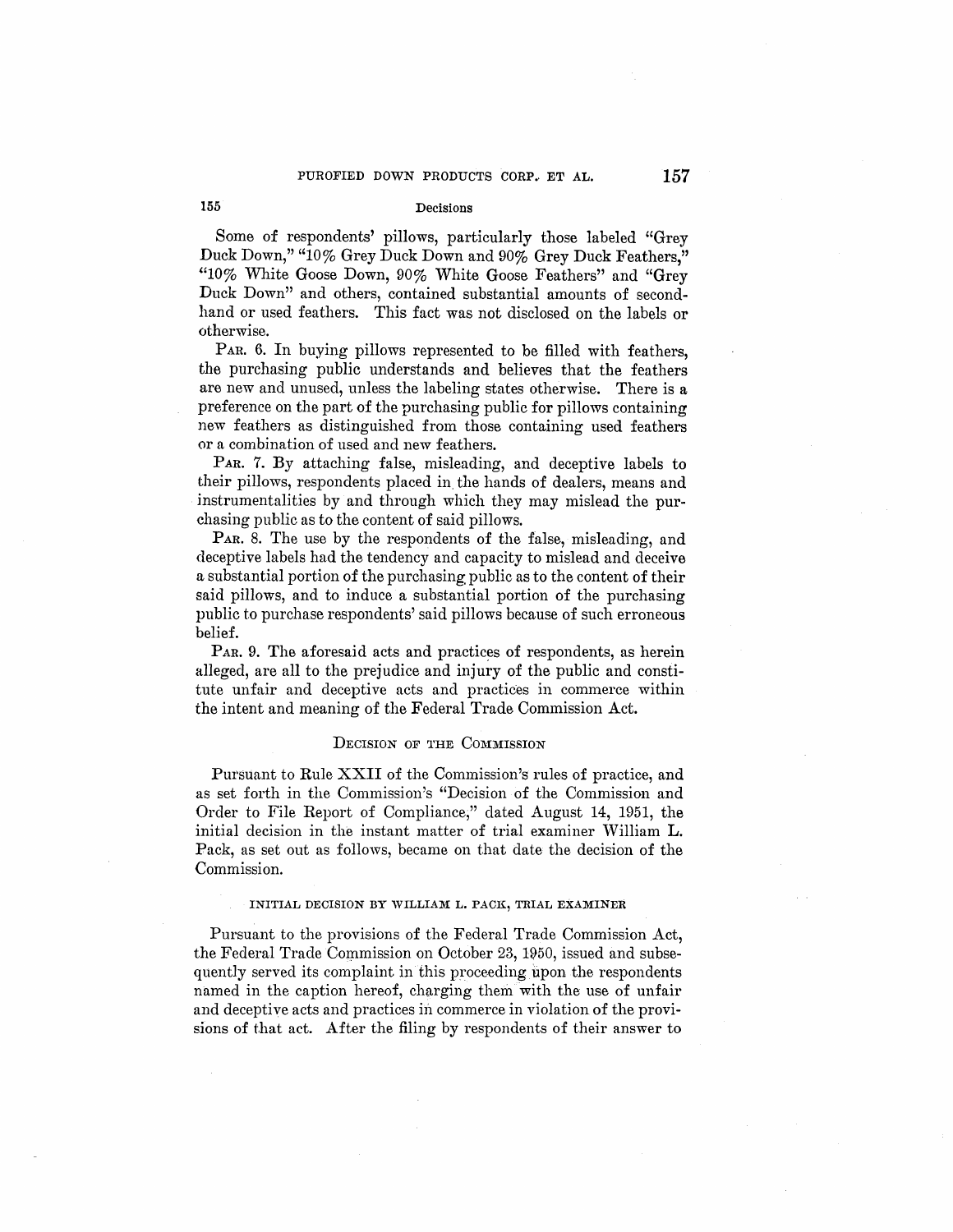Some of respondents' pillows, particularly those labeled "Grey Duck Down," "10% Grey Duck Down and 90% Grey Duck Feathers," "10% White Goose Down, 90% White Goose Feathers" and "Grey Duck Down" and others, contained substantial amounts of secondhand or used feathers. This fact was not disclosed on the labels or otherwise.

PAR. 6. In buying pillows represented to be filled with feathers, the purchasing public understands and believes that the feathers are new and unused, unless the labeling states otherwise. There is a preference on the part of the purchasing public for pillows containing new feathers as distinguished from those containing used feathers or a combination of used and new feathers.

PAR. 7. By attaching false, misleading, and deceptive labels to their pillows, respondents placed in the hands of dealers, means and instrumentalities by and through which they may mislead the purchasing public as to the content of said pillows.

PAR. 8. The use by the respondents of the false, misleading, and deceptive labels had the tendency and capacity to mislead and deceive a substantial portion of the purchasing public as to the content of their said pillows, and to induce a substantial portion of the purchasing public to purchase respondents' said pillows because of such erroneous belief.

PAR. 9. The aforesaid acts and practices of respondents, as herein alleged, are all to the prejudice and injury of the public and constitute unfair and deceptive acts and practices in commerce within the intent and meaning of the Federal Trade Commission Act.

## DECISION OF THE COMMISSION

Pursuant to Rule XXII of the Commission's rules of practice, and as set forth in the Commission's "Decision of the Commission and Order to File Report of Compliance," dated August 14, 1951, the initial decision in the instant matter of trial examiner William L. Pack, as set out as follows, became on that date the decision of the Commission.

### INITIAL DECISION BY WILLIAM L. PACK, TRIAL EXAMINER

Pursuant to the provisions of the Federal Trade Commission Act, the Federal Trade Commission on October 23, 1950, issued and subsequently served its complaint in this proceeding upon the respondents named in the caption hereof, charging them with the use of unfair and deceptive acts and practices in commerce in violation of the provisions of that act. After the filing by respondents of their answer to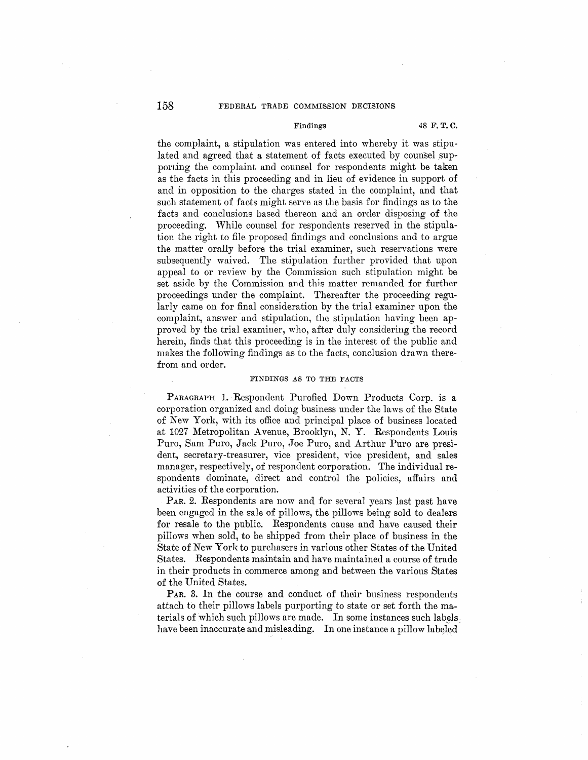the complaint, a stipulation was entered into whereby it was stipulated and agreed that a statement of facts executed by counsel supporting the complaint and counsel for respondents might be taken as the facts in this proceeding and in lieu of evidence in support of and in opposition to the charges stated in the complaint, and that such statement of facts might serve as the basis for findings as to the facts and conclusions based thereon and an order disposing of the proceeding. While counsel for respondents reserved in the stipulation the right to file proposed findings and conclusions and to argue the matter orally before the trial examiner, such reservations were subsequently waived. The stipulation further provided that upon appeal to or review by the Commission such stipulation might be set aside by the Commission and this matter remanded for further proceedings under the complaint. Thereafter the proceeding regularly came on for final consideration by the trial examiner upon the complaint, answer and stipulation, the stipulation having been approved by the trial examiner, who, after duly considering the record herein, finds that this proceeding is in the interest of the public and makes the following findings as to the facts, conclusion drawn therefrom and order.

## FINDINGS AS TO THE FACTS

PARAGRAPH 1. Respondent Purofied Down Products Corp. is a corporation organized and doing business under the laws of the State of New York, with its office and principal place of business located at 1027 Metropolitan Avenue, Brooklyn, N. Y. Respondents Louis Puro, Sam Puro, Jack Puro, Joe Puro, and Arthur Puro are president, secretary-treasurer, vice president, vice president, and sales manager, respectively, of respondent corporation. The individual respondents dominate, direct and control the policies, affairs and activities of the corporation.

PAR. 2. Respondents are now and for several years last past have been engaged in the sale of pillows, the pillows being sold to dealers for resale to the public. Respondents cause and have caused their pillows when sold, to be shipped from their place of business in the State of New York to purchasers in various other States of the United States. Respondents maintain and have maintained a course of trade in their products in commerce among and between the various States of the United States.

PAR. 3. In the course and conduct of their business respondents attach to their pillows labels purporting to state or set forth the materials of which such pillows are made. In some instances such labels have been inaccurate and misleading. In one instance a pillow labeled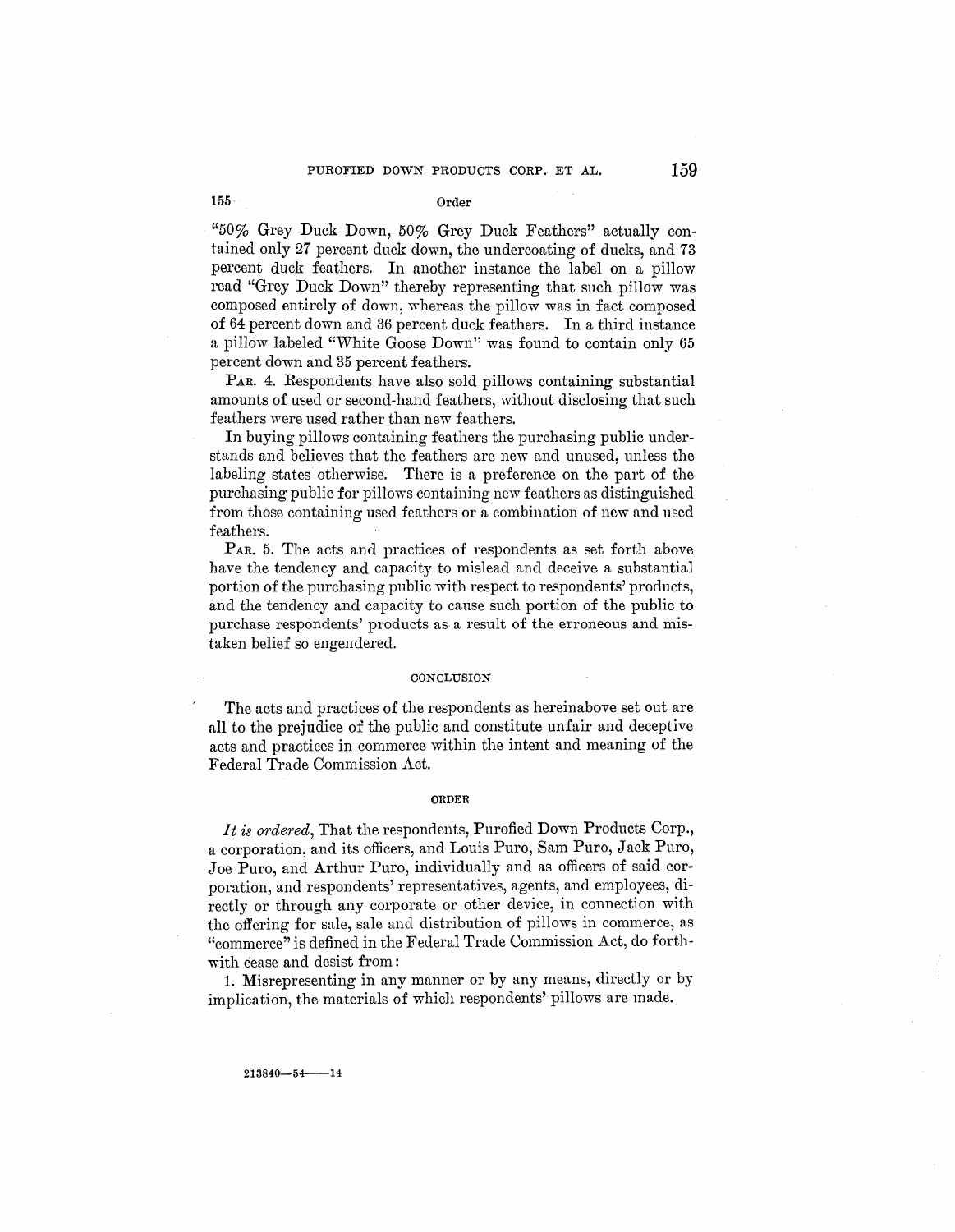"50% Grey Duck Down, 50% Grey Duck Feathers" actually contained only 27 percent duck down, the undercoating of ducks, and 73 percent duck feathers. In another instance the label on a pillow read "Grey Duck Down" thereby representing that such pillow was composed entirely of down, whereas the pillow was in fact composed of 64 percent down and 36 percent duck feathers. In a third instance a pillow labeled "White Goose Down" was found to contain only 65 percent down and 35 percent feathers.

PAR. 4. Respondents have also sold pillows containing substantial amounts of used or second-hand feathers, without disclosing that such feathers were used rather than new feathers.

In buying pillows containing feathers the purchasing public understands and believes that the feathers are new and unused, unless the labeling states otherwise. There is a preference on the part of the purchasing public for pillows containing new feathers as distinguished from those containing used feathers or a combination of new and used feathers.

PAR. 5. The acts and practices of respondents as set forth above have the tendency and capacity to mislead and deceive a substantial portion of the purchasing public with respect to respondents' products, and the tendency and capacity to cause such portion of the public to purchase respondents' products as a result of the erroneous and mistaken belief so engendered.

## CONCLUSION

The acts and practices of the respondents as hereinabove set out are all to the prejudice of the public and constitute unfair and deceptive acts and practices in commerce within the intent and meaning of the Federal Trade Commission Act.

## ORDER

*It is ordered*, That the respondents, Purofied Down Products Corp., a corporation, and its officers, and Louis Puro, Sam Puro, Jack Puro, Joe Puro, and Arthur Puro, individually and as officers of said corporation, and respondents' representatives, agents, and employees, directly or through any corporate or other device, in connection with the offering for sale, sale and distribution of pillows in commerce, as "commerce" is defined in the Federal Trade Commission Act, do forthwith cease and desist from:

1. Misrepresenting in any manner or by any means, directly or by implication, the materials of which respondents' pillows are made.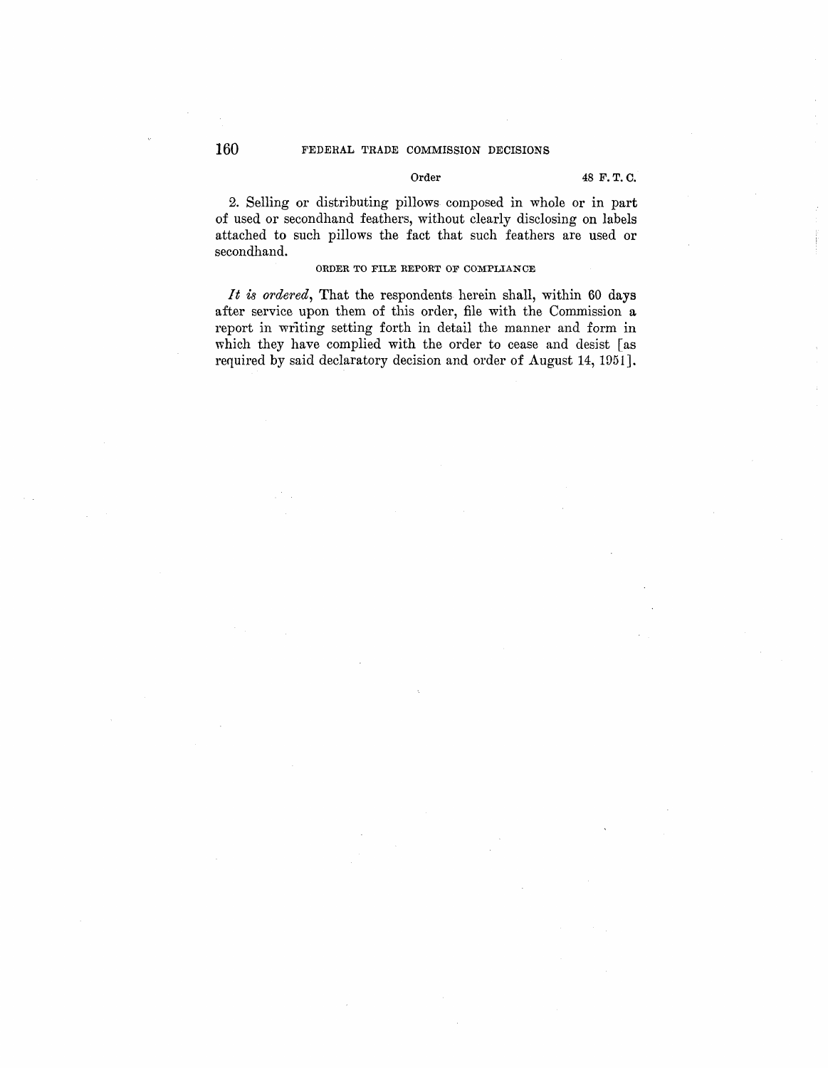2. Selling or distributing pillows composed in whole or in part of used or secondhand feathers, without clearly disclosing on labels attached to such pillows the fact that such feathers are used or secondhand.

### ORDER TO FILE REPORT OF COMPLIANCE

*It is ordered*, That the respondents herein shall, within 60 days after service upon them of this order, file with the Commission a report in writing setting forth in detail the manner and form in which they have complied with the order to cease and desist [as required by said declaratory decision and order of August 14, 1951].